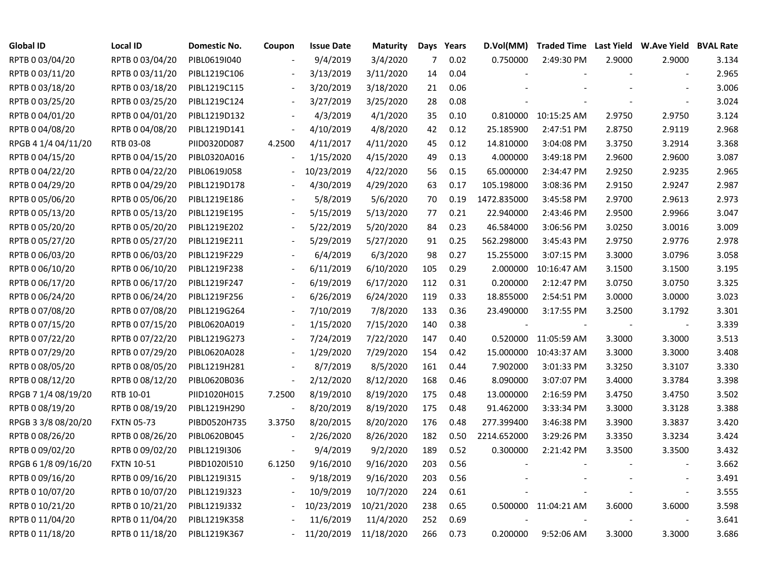| Global ID | Local ID | Domestic No. | Coupon | Issue Date | Maturity | Days | Years | D.Vol(MM) | Traded Time | Last Yield | W.Ave Yield | BVAL Rate |
|---|---|---|---|---|---|---|---|---|---|---|---|---|
| RPTB 0 03/04/20 | RPTB 0 03/04/20 | PIBL0619I040 | - | 9/4/2019 | 3/4/2020 | 7 | 0.02 | 0.750000 | 2:49:30 PM | 2.9000 | 2.9000 | 3.134 |
| RPTB 0 03/11/20 | RPTB 0 03/11/20 | PIBL1219C106 | - | 3/13/2019 | 3/11/2020 | 14 | 0.04 | - | - | - | - | 2.965 |
| RPTB 0 03/18/20 | RPTB 0 03/18/20 | PIBL1219C115 | - | 3/20/2019 | 3/18/2020 | 21 | 0.06 | - | - | - | - | 3.006 |
| RPTB 0 03/25/20 | RPTB 0 03/25/20 | PIBL1219C124 | - | 3/27/2019 | 3/25/2020 | 28 | 0.08 | - | - | - | - | 3.024 |
| RPTB 0 04/01/20 | RPTB 0 04/01/20 | PIBL1219D132 | - | 4/3/2019 | 4/1/2020 | 35 | 0.10 | 0.810000 | 10:15:25 AM | 2.9750 | 2.9750 | 3.124 |
| RPTB 0 04/08/20 | RPTB 0 04/08/20 | PIBL1219D141 | - | 4/10/2019 | 4/8/2020 | 42 | 0.12 | 25.185900 | 2:47:51 PM | 2.8750 | 2.9119 | 2.968 |
| RPGB 4 1/4 04/11/20 | RTB 03-08 | PIID0320D087 | 4.2500 | 4/11/2017 | 4/11/2020 | 45 | 0.12 | 14.810000 | 3:04:08 PM | 3.3750 | 3.2914 | 3.368 |
| RPTB 0 04/15/20 | RPTB 0 04/15/20 | PIBL0320A016 | - | 1/15/2020 | 4/15/2020 | 49 | 0.13 | 4.000000 | 3:49:18 PM | 2.9600 | 2.9600 | 3.087 |
| RPTB 0 04/22/20 | RPTB 0 04/22/20 | PIBL0619J058 | - | 10/23/2019 | 4/22/2020 | 56 | 0.15 | 65.000000 | 2:34:47 PM | 2.9250 | 2.9235 | 2.965 |
| RPTB 0 04/29/20 | RPTB 0 04/29/20 | PIBL1219D178 | - | 4/30/2019 | 4/29/2020 | 63 | 0.17 | 105.198000 | 3:08:36 PM | 2.9150 | 2.9247 | 2.987 |
| RPTB 0 05/06/20 | RPTB 0 05/06/20 | PIBL1219E186 | - | 5/8/2019 | 5/6/2020 | 70 | 0.19 | 1472.835000 | 3:45:58 PM | 2.9700 | 2.9613 | 2.973 |
| RPTB 0 05/13/20 | RPTB 0 05/13/20 | PIBL1219E195 | - | 5/15/2019 | 5/13/2020 | 77 | 0.21 | 22.940000 | 2:43:46 PM | 2.9500 | 2.9966 | 3.047 |
| RPTB 0 05/20/20 | RPTB 0 05/20/20 | PIBL1219E202 | - | 5/22/2019 | 5/20/2020 | 84 | 0.23 | 46.584000 | 3:06:56 PM | 3.0250 | 3.0016 | 3.009 |
| RPTB 0 05/27/20 | RPTB 0 05/27/20 | PIBL1219E211 | - | 5/29/2019 | 5/27/2020 | 91 | 0.25 | 562.298000 | 3:45:43 PM | 2.9750 | 2.9776 | 2.978 |
| RPTB 0 06/03/20 | RPTB 0 06/03/20 | PIBL1219F229 | - | 6/4/2019 | 6/3/2020 | 98 | 0.27 | 15.255000 | 3:07:15 PM | 3.3000 | 3.0796 | 3.058 |
| RPTB 0 06/10/20 | RPTB 0 06/10/20 | PIBL1219F238 | - | 6/11/2019 | 6/10/2020 | 105 | 0.29 | 2.000000 | 10:16:47 AM | 3.1500 | 3.1500 | 3.195 |
| RPTB 0 06/17/20 | RPTB 0 06/17/20 | PIBL1219F247 | - | 6/19/2019 | 6/17/2020 | 112 | 0.31 | 0.200000 | 2:12:47 PM | 3.0750 | 3.0750 | 3.325 |
| RPTB 0 06/24/20 | RPTB 0 06/24/20 | PIBL1219F256 | - | 6/26/2019 | 6/24/2020 | 119 | 0.33 | 18.855000 | 2:54:51 PM | 3.0000 | 3.0000 | 3.023 |
| RPTB 0 07/08/20 | RPTB 0 07/08/20 | PIBL1219G264 | - | 7/10/2019 | 7/8/2020 | 133 | 0.36 | 23.490000 | 3:17:55 PM | 3.2500 | 3.1792 | 3.301 |
| RPTB 0 07/15/20 | RPTB 0 07/15/20 | PIBL0620A019 | - | 1/15/2020 | 7/15/2020 | 140 | 0.38 | - | - | - | - | 3.339 |
| RPTB 0 07/22/20 | RPTB 0 07/22/20 | PIBL1219G273 | - | 7/24/2019 | 7/22/2020 | 147 | 0.40 | 0.520000 | 11:05:59 AM | 3.3000 | 3.3000 | 3.513 |
| RPTB 0 07/29/20 | RPTB 0 07/29/20 | PIBL0620A028 | - | 1/29/2020 | 7/29/2020 | 154 | 0.42 | 15.000000 | 10:43:37 AM | 3.3000 | 3.3000 | 3.408 |
| RPTB 0 08/05/20 | RPTB 0 08/05/20 | PIBL1219H281 | - | 8/7/2019 | 8/5/2020 | 161 | 0.44 | 7.902000 | 3:01:33 PM | 3.3250 | 3.3107 | 3.330 |
| RPTB 0 08/12/20 | RPTB 0 08/12/20 | PIBL0620B036 | - | 2/12/2020 | 8/12/2020 | 168 | 0.46 | 8.090000 | 3:07:07 PM | 3.4000 | 3.3784 | 3.398 |
| RPGB 7 1/4 08/19/20 | RTB 10-01 | PIID1020H015 | 7.2500 | 8/19/2010 | 8/19/2020 | 175 | 0.48 | 13.000000 | 2:16:59 PM | 3.4750 | 3.4750 | 3.502 |
| RPTB 0 08/19/20 | RPTB 0 08/19/20 | PIBL1219H290 | - | 8/20/2019 | 8/19/2020 | 175 | 0.48 | 91.462000 | 3:33:34 PM | 3.3000 | 3.3128 | 3.388 |
| RPGB 3 3/8 08/20/20 | FXTN 05-73 | PIBD0520H735 | 3.3750 | 8/20/2015 | 8/20/2020 | 176 | 0.48 | 277.399400 | 3:46:38 PM | 3.3900 | 3.3837 | 3.420 |
| RPTB 0 08/26/20 | RPTB 0 08/26/20 | PIBL0620B045 | - | 2/26/2020 | 8/26/2020 | 182 | 0.50 | 2214.652000 | 3:29:26 PM | 3.3350 | 3.3234 | 3.424 |
| RPTB 0 09/02/20 | RPTB 0 09/02/20 | PIBL1219I306 | - | 9/4/2019 | 9/2/2020 | 189 | 0.52 | 0.300000 | 2:21:42 PM | 3.3500 | 3.3500 | 3.432 |
| RPGB 6 1/8 09/16/20 | FXTN 10-51 | PIBD1020I510 | 6.1250 | 9/16/2010 | 9/16/2020 | 203 | 0.56 | - | - | - | - | 3.662 |
| RPTB 0 09/16/20 | RPTB 0 09/16/20 | PIBL1219I315 | - | 9/18/2019 | 9/16/2020 | 203 | 0.56 | - | - | - | - | 3.491 |
| RPTB 0 10/07/20 | RPTB 0 10/07/20 | PIBL1219J323 | - | 10/9/2019 | 10/7/2020 | 224 | 0.61 | - | - | - | - | 3.555 |
| RPTB 0 10/21/20 | RPTB 0 10/21/20 | PIBL1219J332 | - | 10/23/2019 | 10/21/2020 | 238 | 0.65 | 0.500000 | 11:04:21 AM | 3.6000 | 3.6000 | 3.598 |
| RPTB 0 11/04/20 | RPTB 0 11/04/20 | PIBL1219K358 | - | 11/6/2019 | 11/4/2020 | 252 | 0.69 | - | - | - | - | 3.641 |
| RPTB 0 11/18/20 | RPTB 0 11/18/20 | PIBL1219K367 | - | 11/20/2019 | 11/18/2020 | 266 | 0.73 | 0.200000 | 9:52:06 AM | 3.3000 | 3.3000 | 3.686 |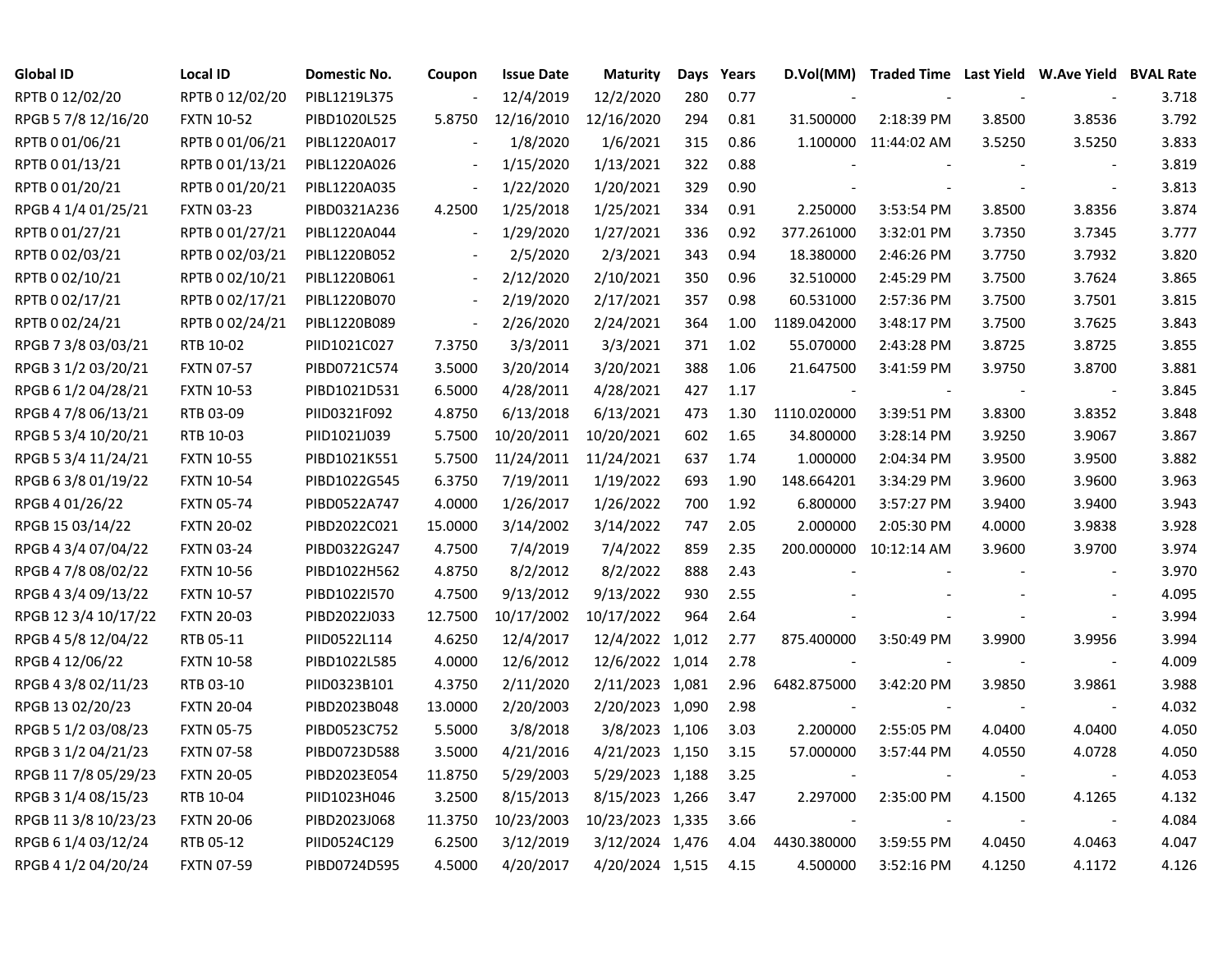| Global ID | Local ID | Domestic No. | Coupon | Issue Date | Maturity | Days | Years | D.Vol(MM) | Traded Time | Last Yield | W.Ave Yield | BVAL Rate |
|---|---|---|---|---|---|---|---|---|---|---|---|---|
| RPTB 0 12/02/20 | RPTB 0 12/02/20 | PIBL1219L375 | - | 12/4/2019 | 12/2/2020 | 280 | 0.77 | - | - | - | - | 3.718 |
| RPGB 5 7/8 12/16/20 | FXTN 10-52 | PIBD1020L525 | 5.8750 | 12/16/2010 | 12/16/2020 | 294 | 0.81 | 31.500000 | 2:18:39 PM | 3.8500 | 3.8536 | 3.792 |
| RPTB 0 01/06/21 | RPTB 0 01/06/21 | PIBL1220A017 | - | 1/8/2020 | 1/6/2021 | 315 | 0.86 | 1.100000 | 11:44:02 AM | 3.5250 | 3.5250 | 3.833 |
| RPTB 0 01/13/21 | RPTB 0 01/13/21 | PIBL1220A026 | - | 1/15/2020 | 1/13/2021 | 322 | 0.88 | - | - | - | - | 3.819 |
| RPTB 0 01/20/21 | RPTB 0 01/20/21 | PIBL1220A035 | - | 1/22/2020 | 1/20/2021 | 329 | 0.90 | - | - | - | - | 3.813 |
| RPGB 4 1/4 01/25/21 | FXTN 03-23 | PIBD0321A236 | 4.2500 | 1/25/2018 | 1/25/2021 | 334 | 0.91 | 2.250000 | 3:53:54 PM | 3.8500 | 3.8356 | 3.874 |
| RPTB 0 01/27/21 | RPTB 0 01/27/21 | PIBL1220A044 | - | 1/29/2020 | 1/27/2021 | 336 | 0.92 | 377.261000 | 3:32:01 PM | 3.7350 | 3.7345 | 3.777 |
| RPTB 0 02/03/21 | RPTB 0 02/03/21 | PIBL1220B052 | - | 2/5/2020 | 2/3/2021 | 343 | 0.94 | 18.380000 | 2:46:26 PM | 3.7750 | 3.7932 | 3.820 |
| RPTB 0 02/10/21 | RPTB 0 02/10/21 | PIBL1220B061 | - | 2/12/2020 | 2/10/2021 | 350 | 0.96 | 32.510000 | 2:45:29 PM | 3.7500 | 3.7624 | 3.865 |
| RPTB 0 02/17/21 | RPTB 0 02/17/21 | PIBL1220B070 | - | 2/19/2020 | 2/17/2021 | 357 | 0.98 | 60.531000 | 2:57:36 PM | 3.7500 | 3.7501 | 3.815 |
| RPTB 0 02/24/21 | RPTB 0 02/24/21 | PIBL1220B089 | - | 2/26/2020 | 2/24/2021 | 364 | 1.00 | 1189.042000 | 3:48:17 PM | 3.7500 | 3.7625 | 3.843 |
| RPGB 7 3/8 03/03/21 | RTB 10-02 | PIID1021C027 | 7.3750 | 3/3/2011 | 3/3/2021 | 371 | 1.02 | 55.070000 | 2:43:28 PM | 3.8725 | 3.8725 | 3.855 |
| RPGB 3 1/2 03/20/21 | FXTN 07-57 | PIBD0721C574 | 3.5000 | 3/20/2014 | 3/20/2021 | 388 | 1.06 | 21.647500 | 3:41:59 PM | 3.9750 | 3.8700 | 3.881 |
| RPGB 6 1/2 04/28/21 | FXTN 10-53 | PIBD1021D531 | 6.5000 | 4/28/2011 | 4/28/2021 | 427 | 1.17 | - | - | - | - | 3.845 |
| RPGB 4 7/8 06/13/21 | RTB 03-09 | PIID0321F092 | 4.8750 | 6/13/2018 | 6/13/2021 | 473 | 1.30 | 1110.020000 | 3:39:51 PM | 3.8300 | 3.8352 | 3.848 |
| RPGB 5 3/4 10/20/21 | RTB 10-03 | PIID1021J039 | 5.7500 | 10/20/2011 | 10/20/2021 | 602 | 1.65 | 34.800000 | 3:28:14 PM | 3.9250 | 3.9067 | 3.867 |
| RPGB 5 3/4 11/24/21 | FXTN 10-55 | PIBD1021K551 | 5.7500 | 11/24/2011 | 11/24/2021 | 637 | 1.74 | 1.000000 | 2:04:34 PM | 3.9500 | 3.9500 | 3.882 |
| RPGB 6 3/8 01/19/22 | FXTN 10-54 | PIBD1022G545 | 6.3750 | 7/19/2011 | 1/19/2022 | 693 | 1.90 | 148.664201 | 3:34:29 PM | 3.9600 | 3.9600 | 3.963 |
| RPGB 4 01/26/22 | FXTN 05-74 | PIBD0522A747 | 4.0000 | 1/26/2017 | 1/26/2022 | 700 | 1.92 | 6.800000 | 3:57:27 PM | 3.9400 | 3.9400 | 3.943 |
| RPGB 15 03/14/22 | FXTN 20-02 | PIBD2022C021 | 15.0000 | 3/14/2002 | 3/14/2022 | 747 | 2.05 | 2.000000 | 2:05:30 PM | 4.0000 | 3.9838 | 3.928 |
| RPGB 4 3/4 07/04/22 | FXTN 03-24 | PIBD0322G247 | 4.7500 | 7/4/2019 | 7/4/2022 | 859 | 2.35 | 200.000000 | 10:12:14 AM | 3.9600 | 3.9700 | 3.974 |
| RPGB 4 7/8 08/02/22 | FXTN 10-56 | PIBD1022H562 | 4.8750 | 8/2/2012 | 8/2/2022 | 888 | 2.43 | - | - | - | - | 3.970 |
| RPGB 4 3/4 09/13/22 | FXTN 10-57 | PIBD1022I570 | 4.7500 | 9/13/2012 | 9/13/2022 | 930 | 2.55 | - | - | - | - | 4.095 |
| RPGB 12 3/4 10/17/22 | FXTN 20-03 | PIBD2022J033 | 12.7500 | 10/17/2002 | 10/17/2022 | 964 | 2.64 | - | - | - | - | 3.994 |
| RPGB 4 5/8 12/04/22 | RTB 05-11 | PIID0522L114 | 4.6250 | 12/4/2017 | 12/4/2022 | 1,012 | 2.77 | 875.400000 | 3:50:49 PM | 3.9900 | 3.9956 | 3.994 |
| RPGB 4 12/06/22 | FXTN 10-58 | PIBD1022L585 | 4.0000 | 12/6/2012 | 12/6/2022 | 1,014 | 2.78 | - | - | - | - | 4.009 |
| RPGB 4 3/8 02/11/23 | RTB 03-10 | PIID0323B101 | 4.3750 | 2/11/2020 | 2/11/2023 | 1,081 | 2.96 | 6482.875000 | 3:42:20 PM | 3.9850 | 3.9861 | 3.988 |
| RPGB 13 02/20/23 | FXTN 20-04 | PIBD2023B048 | 13.0000 | 2/20/2003 | 2/20/2023 | 1,090 | 2.98 | - | - | - | - | 4.032 |
| RPGB 5 1/2 03/08/23 | FXTN 05-75 | PIBD0523C752 | 5.5000 | 3/8/2018 | 3/8/2023 | 1,106 | 3.03 | 2.200000 | 2:55:05 PM | 4.0400 | 4.0400 | 4.050 |
| RPGB 3 1/2 04/21/23 | FXTN 07-58 | PIBD0723D588 | 3.5000 | 4/21/2016 | 4/21/2023 | 1,150 | 3.15 | 57.000000 | 3:57:44 PM | 4.0550 | 4.0728 | 4.050 |
| RPGB 11 7/8 05/29/23 | FXTN 20-05 | PIBD2023E054 | 11.8750 | 5/29/2003 | 5/29/2023 | 1,188 | 3.25 | - | - | - | - | 4.053 |
| RPGB 3 1/4 08/15/23 | RTB 10-04 | PIID1023H046 | 3.2500 | 8/15/2013 | 8/15/2023 | 1,266 | 3.47 | 2.297000 | 2:35:00 PM | 4.1500 | 4.1265 | 4.132 |
| RPGB 11 3/8 10/23/23 | FXTN 20-06 | PIBD2023J068 | 11.3750 | 10/23/2003 | 10/23/2023 | 1,335 | 3.66 | - | - | - | - | 4.084 |
| RPGB 6 1/4 03/12/24 | RTB 05-12 | PIID0524C129 | 6.2500 | 3/12/2019 | 3/12/2024 | 1,476 | 4.04 | 4430.380000 | 3:59:55 PM | 4.0450 | 4.0463 | 4.047 |
| RPGB 4 1/2 04/20/24 | FXTN 07-59 | PIBD0724D595 | 4.5000 | 4/20/2017 | 4/20/2024 | 1,515 | 4.15 | 4.500000 | 3:52:16 PM | 4.1250 | 4.1172 | 4.126 |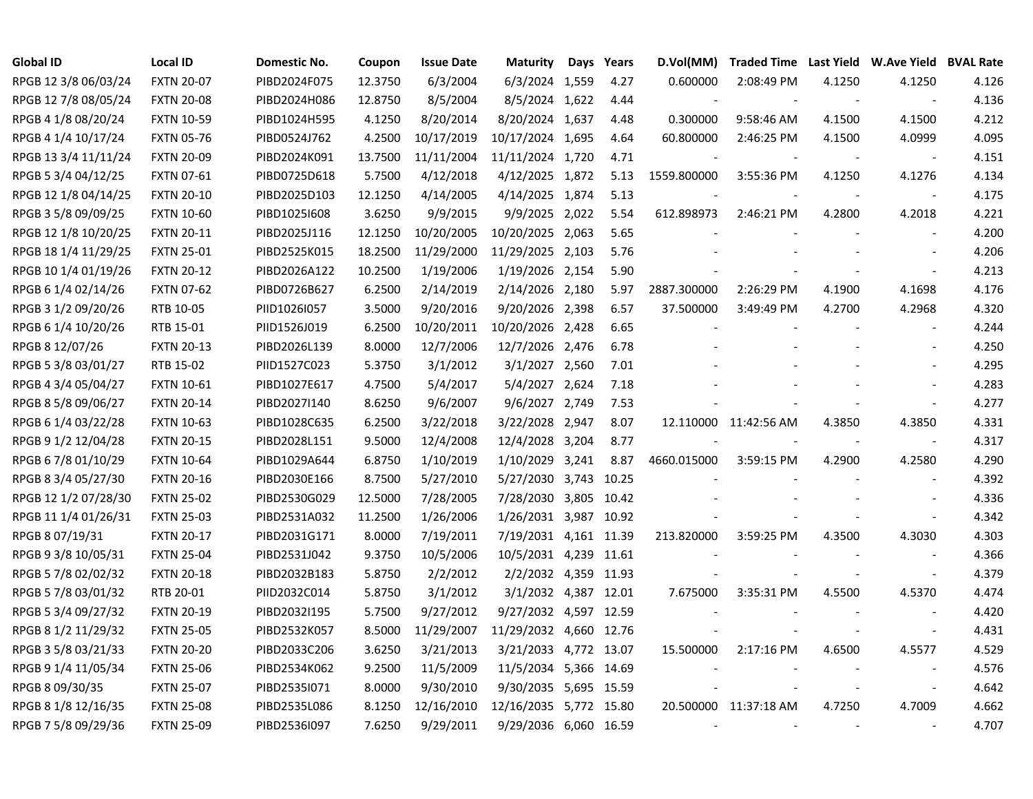| Global ID | Local ID | Domestic No. | Coupon | Issue Date | Maturity | Days | Years | D.Vol(MM) | Traded Time | Last Yield | W.Ave Yield | BVAL Rate |
|---|---|---|---|---|---|---|---|---|---|---|---|---|
| RPGB 12 3/8 06/03/24 | FXTN 20-07 | PIBD2024F075 | 12.3750 | 6/3/2004 | 6/3/2024 | 1,559 | 4.27 | 0.600000 | 2:08:49 PM | 4.1250 | 4.1250 | 4.126 |
| RPGB 12 7/8 08/05/24 | FXTN 20-08 | PIBD2024H086 | 12.8750 | 8/5/2004 | 8/5/2024 | 1,622 | 4.44 | - | - | - | - | 4.136 |
| RPGB 4 1/8 08/20/24 | FXTN 10-59 | PIBD1024H595 | 4.1250 | 8/20/2014 | 8/20/2024 | 1,637 | 4.48 | 0.300000 | 9:58:46 AM | 4.1500 | 4.1500 | 4.212 |
| RPGB 4 1/4 10/17/24 | FXTN 05-76 | PIBD0524J762 | 4.2500 | 10/17/2019 | 10/17/2024 | 1,695 | 4.64 | 60.800000 | 2:46:25 PM | 4.1500 | 4.0999 | 4.095 |
| RPGB 13 3/4 11/11/24 | FXTN 20-09 | PIBD2024K091 | 13.7500 | 11/11/2004 | 11/11/2024 | 1,720 | 4.71 | - | - | - | - | 4.151 |
| RPGB 5 3/4 04/12/25 | FXTN 07-61 | PIBD0725D618 | 5.7500 | 4/12/2018 | 4/12/2025 | 1,872 | 5.13 | 1559.800000 | 3:55:36 PM | 4.1250 | 4.1276 | 4.134 |
| RPGB 12 1/8 04/14/25 | FXTN 20-10 | PIBD2025D103 | 12.1250 | 4/14/2005 | 4/14/2025 | 1,874 | 5.13 | - | - | - | - | 4.175 |
| RPGB 3 5/8 09/09/25 | FXTN 10-60 | PIBD1025I608 | 3.6250 | 9/9/2015 | 9/9/2025 | 2,022 | 5.54 | 612.898973 | 2:46:21 PM | 4.2800 | 4.2018 | 4.221 |
| RPGB 12 1/8 10/20/25 | FXTN 20-11 | PIBD2025J116 | 12.1250 | 10/20/2005 | 10/20/2025 | 2,063 | 5.65 | - | - | - | - | 4.200 |
| RPGB 18 1/4 11/29/25 | FXTN 25-01 | PIBD2525K015 | 18.2500 | 11/29/2000 | 11/29/2025 | 2,103 | 5.76 | - | - | - | - | 4.206 |
| RPGB 10 1/4 01/19/26 | FXTN 20-12 | PIBD2026A122 | 10.2500 | 1/19/2006 | 1/19/2026 | 2,154 | 5.90 | - | - | - | - | 4.213 |
| RPGB 6 1/4 02/14/26 | FXTN 07-62 | PIBD0726B627 | 6.2500 | 2/14/2019 | 2/14/2026 | 2,180 | 5.97 | 2887.300000 | 2:26:29 PM | 4.1900 | 4.1698 | 4.176 |
| RPGB 3 1/2 09/20/26 | RTB 10-05 | PIID1026I057 | 3.5000 | 9/20/2016 | 9/20/2026 | 2,398 | 6.57 | 37.500000 | 3:49:49 PM | 4.2700 | 4.2968 | 4.320 |
| RPGB 6 1/4 10/20/26 | RTB 15-01 | PIID1526J019 | 6.2500 | 10/20/2011 | 10/20/2026 | 2,428 | 6.65 | - | - | - | - | 4.244 |
| RPGB 8 12/07/26 | FXTN 20-13 | PIBD2026L139 | 8.0000 | 12/7/2006 | 12/7/2026 | 2,476 | 6.78 | - | - | - | - | 4.250 |
| RPGB 5 3/8 03/01/27 | RTB 15-02 | PIID1527C023 | 5.3750 | 3/1/2012 | 3/1/2027 | 2,560 | 7.01 | - | - | - | - | 4.295 |
| RPGB 4 3/4 05/04/27 | FXTN 10-61 | PIBD1027E617 | 4.7500 | 5/4/2017 | 5/4/2027 | 2,624 | 7.18 | - | - | - | - | 4.283 |
| RPGB 8 5/8 09/06/27 | FXTN 20-14 | PIBD2027I140 | 8.6250 | 9/6/2007 | 9/6/2027 | 2,749 | 7.53 | - | - | - | - | 4.277 |
| RPGB 6 1/4 03/22/28 | FXTN 10-63 | PIBD1028C635 | 6.2500 | 3/22/2018 | 3/22/2028 | 2,947 | 8.07 | 12.110000 | 11:42:56 AM | 4.3850 | 4.3850 | 4.331 |
| RPGB 9 1/2 12/04/28 | FXTN 20-15 | PIBD2028L151 | 9.5000 | 12/4/2008 | 12/4/2028 | 3,204 | 8.77 | - | - | - | - | 4.317 |
| RPGB 6 7/8 01/10/29 | FXTN 10-64 | PIBD1029A644 | 6.8750 | 1/10/2019 | 1/10/2029 | 3,241 | 8.87 | 4660.015000 | 3:59:15 PM | 4.2900 | 4.2580 | 4.290 |
| RPGB 8 3/4 05/27/30 | FXTN 20-16 | PIBD2030E166 | 8.7500 | 5/27/2010 | 5/27/2030 | 3,743 | 10.25 | - | - | - | - | 4.392 |
| RPGB 12 1/2 07/28/30 | FXTN 25-02 | PIBD2530G029 | 12.5000 | 7/28/2005 | 7/28/2030 | 3,805 | 10.42 | - | - | - | - | 4.336 |
| RPGB 11 1/4 01/26/31 | FXTN 25-03 | PIBD2531A032 | 11.2500 | 1/26/2006 | 1/26/2031 | 3,987 | 10.92 | - | - | - | - | 4.342 |
| RPGB 8 07/19/31 | FXTN 20-17 | PIBD2031G171 | 8.0000 | 7/19/2011 | 7/19/2031 | 4,161 | 11.39 | 213.820000 | 3:59:25 PM | 4.3500 | 4.3030 | 4.303 |
| RPGB 9 3/8 10/05/31 | FXTN 25-04 | PIBD2531J042 | 9.3750 | 10/5/2006 | 10/5/2031 | 4,239 | 11.61 | - | - | - | - | 4.366 |
| RPGB 5 7/8 02/02/32 | FXTN 20-18 | PIBD2032B183 | 5.8750 | 2/2/2012 | 2/2/2032 | 4,359 | 11.93 | - | - | - | - | 4.379 |
| RPGB 5 7/8 03/01/32 | RTB 20-01 | PIID2032C014 | 5.8750 | 3/1/2012 | 3/1/2032 | 4,387 | 12.01 | 7.675000 | 3:35:31 PM | 4.5500 | 4.5370 | 4.474 |
| RPGB 5 3/4 09/27/32 | FXTN 20-19 | PIBD2032I195 | 5.7500 | 9/27/2012 | 9/27/2032 | 4,597 | 12.59 | - | - | - | - | 4.420 |
| RPGB 8 1/2 11/29/32 | FXTN 25-05 | PIBD2532K057 | 8.5000 | 11/29/2007 | 11/29/2032 | 4,660 | 12.76 | - | - | - | - | 4.431 |
| RPGB 3 5/8 03/21/33 | FXTN 20-20 | PIBD2033C206 | 3.6250 | 3/21/2013 | 3/21/2033 | 4,772 | 13.07 | 15.500000 | 2:17:16 PM | 4.6500 | 4.5577 | 4.529 |
| RPGB 9 1/4 11/05/34 | FXTN 25-06 | PIBD2534K062 | 9.2500 | 11/5/2009 | 11/5/2034 | 5,366 | 14.69 | - | - | - | - | 4.576 |
| RPGB 8 09/30/35 | FXTN 25-07 | PIBD2535I071 | 8.0000 | 9/30/2010 | 9/30/2035 | 5,695 | 15.59 | - | - | - | - | 4.642 |
| RPGB 8 1/8 12/16/35 | FXTN 25-08 | PIBD2535L086 | 8.1250 | 12/16/2010 | 12/16/2035 | 5,772 | 15.80 | 20.500000 | 11:37:18 AM | 4.7250 | 4.7009 | 4.662 |
| RPGB 7 5/8 09/29/36 | FXTN 25-09 | PIBD2536I097 | 7.6250 | 9/29/2011 | 9/29/2036 | 6,060 | 16.59 | - | - | - | - | 4.707 |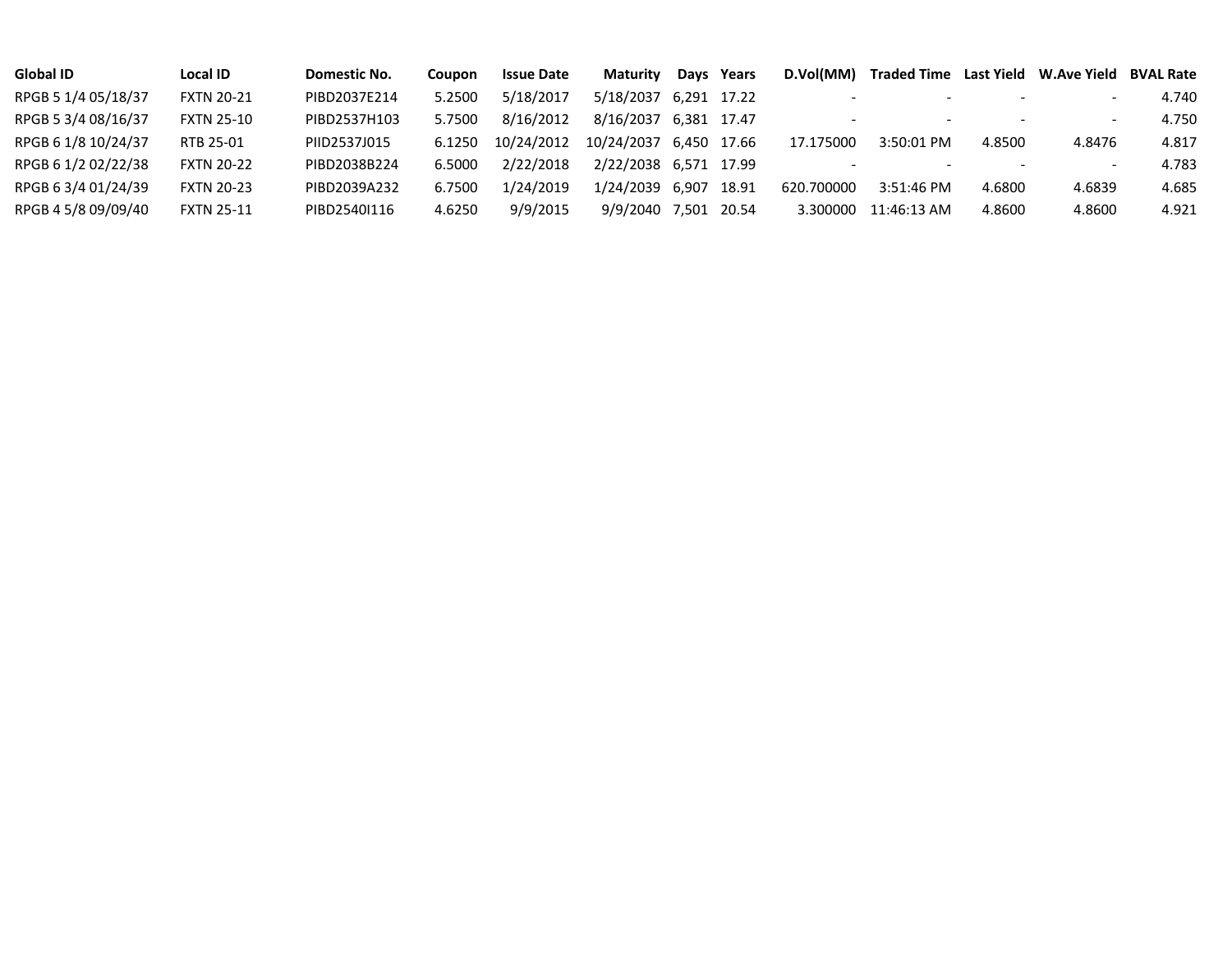| Global ID | Local ID | Domestic No. | Coupon | Issue Date | Maturity | Days | Years | D.Vol(MM) | Traded Time | Last Yield | W.Ave Yield | BVAL Rate |
|---|---|---|---|---|---|---|---|---|---|---|---|---|
| RPGB 5 1/4 05/18/37 | FXTN 20-21 | PIBD2037E214 | 5.2500 | 5/18/2017 | 5/18/2037 | 6,291 | 17.22 | - | - | - | - | 4.740 |
| RPGB 5 3/4 08/16/37 | FXTN 25-10 | PIBD2537H103 | 5.7500 | 8/16/2012 | 8/16/2037 | 6,381 | 17.47 | - | - | - | - | 4.750 |
| RPGB 6 1/8 10/24/37 | RTB 25-01 | PIID2537J015 | 6.1250 | 10/24/2012 | 10/24/2037 | 6,450 | 17.66 | 17.175000 | 3:50:01 PM | 4.8500 | 4.8476 | 4.817 |
| RPGB 6 1/2 02/22/38 | FXTN 20-22 | PIBD2038B224 | 6.5000 | 2/22/2018 | 2/22/2038 | 6,571 | 17.99 | - | - | - | - | 4.783 |
| RPGB 6 3/4 01/24/39 | FXTN 20-23 | PIBD2039A232 | 6.7500 | 1/24/2019 | 1/24/2039 | 6,907 | 18.91 | 620.700000 | 3:51:46 PM | 4.6800 | 4.6839 | 4.685 |
| RPGB 4 5/8 09/09/40 | FXTN 25-11 | PIBD2540I116 | 4.6250 | 9/9/2015 | 9/9/2040 | 7,501 | 20.54 | 3.300000 | 11:46:13 AM | 4.8600 | 4.8600 | 4.921 |